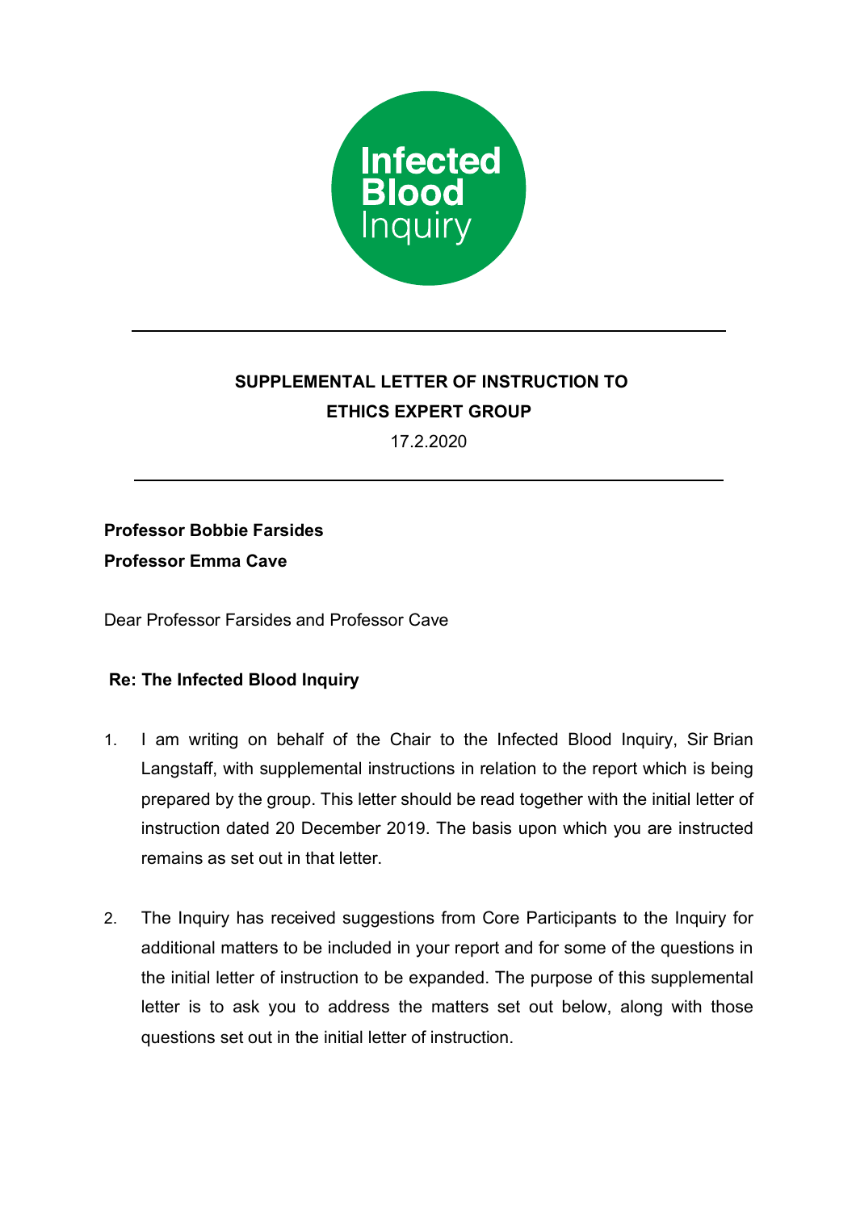Infected Blood Inquiry

---

**SUPPLEMENTAL LETTER OF INSTRUCTION TO**
**ETHICS EXPERT GROUP**

17.2.2020

---

**Professor Bobbie Farsides**
**Professor Emma Cave**

Dear Professor Farsides and Professor Cave

**Re: The Infected Blood Inquiry**

1. I am writing on behalf of the Chair to the Infected Blood Inquiry, Sir Brian Langstaff, with supplemental instructions in relation to the report which is being prepared by the group. This letter should be read together with the initial letter of instruction dated 20 December 2019. The basis upon which you are instructed remains as set out in that letter.

2. The Inquiry has received suggestions from Core Participants to the Inquiry for additional matters to be included in your report and for some of the questions in the initial letter of instruction to be expanded. The purpose of this supplemental letter is to ask you to address the matters set out below, along with those questions set out in the initial letter of instruction.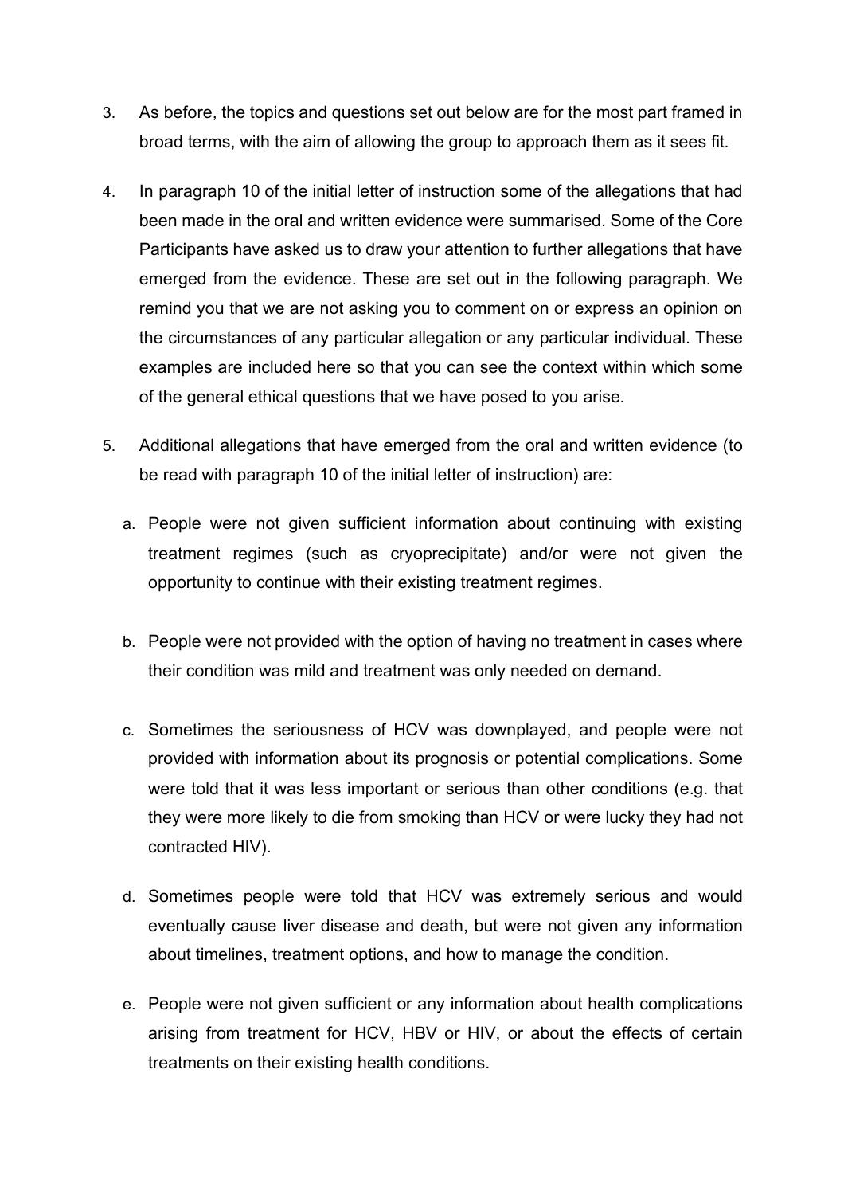3. As before, the topics and questions set out below are for the most part framed in broad terms, with the aim of allowing the group to approach them as it sees fit.

4. In paragraph 10 of the initial letter of instruction some of the allegations that had been made in the oral and written evidence were summarised. Some of the Core Participants have asked us to draw your attention to further allegations that have emerged from the evidence. These are set out in the following paragraph. We remind you that we are not asking you to comment on or express an opinion on the circumstances of any particular allegation or any particular individual. These examples are included here so that you can see the context within which some of the general ethical questions that we have posed to you arise.

5. Additional allegations that have emerged from the oral and written evidence (to be read with paragraph 10 of the initial letter of instruction) are:

   a. People were not given sufficient information about continuing with existing treatment regimes (such as cryoprecipitate) and/or were not given the opportunity to continue with their existing treatment regimes.

   b. People were not provided with the option of having no treatment in cases where their condition was mild and treatment was only needed on demand.

   c. Sometimes the seriousness of HCV was downplayed, and people were not provided with information about its prognosis or potential complications. Some were told that it was less important or serious than other conditions (e.g. that they were more likely to die from smoking than HCV or were lucky they had not contracted HIV).

   d. Sometimes people were told that HCV was extremely serious and would eventually cause liver disease and death, but were not given any information about timelines, treatment options, and how to manage the condition.

   e. People were not given sufficient or any information about health complications arising from treatment for HCV, HBV or HIV, or about the effects of certain treatments on their existing health conditions.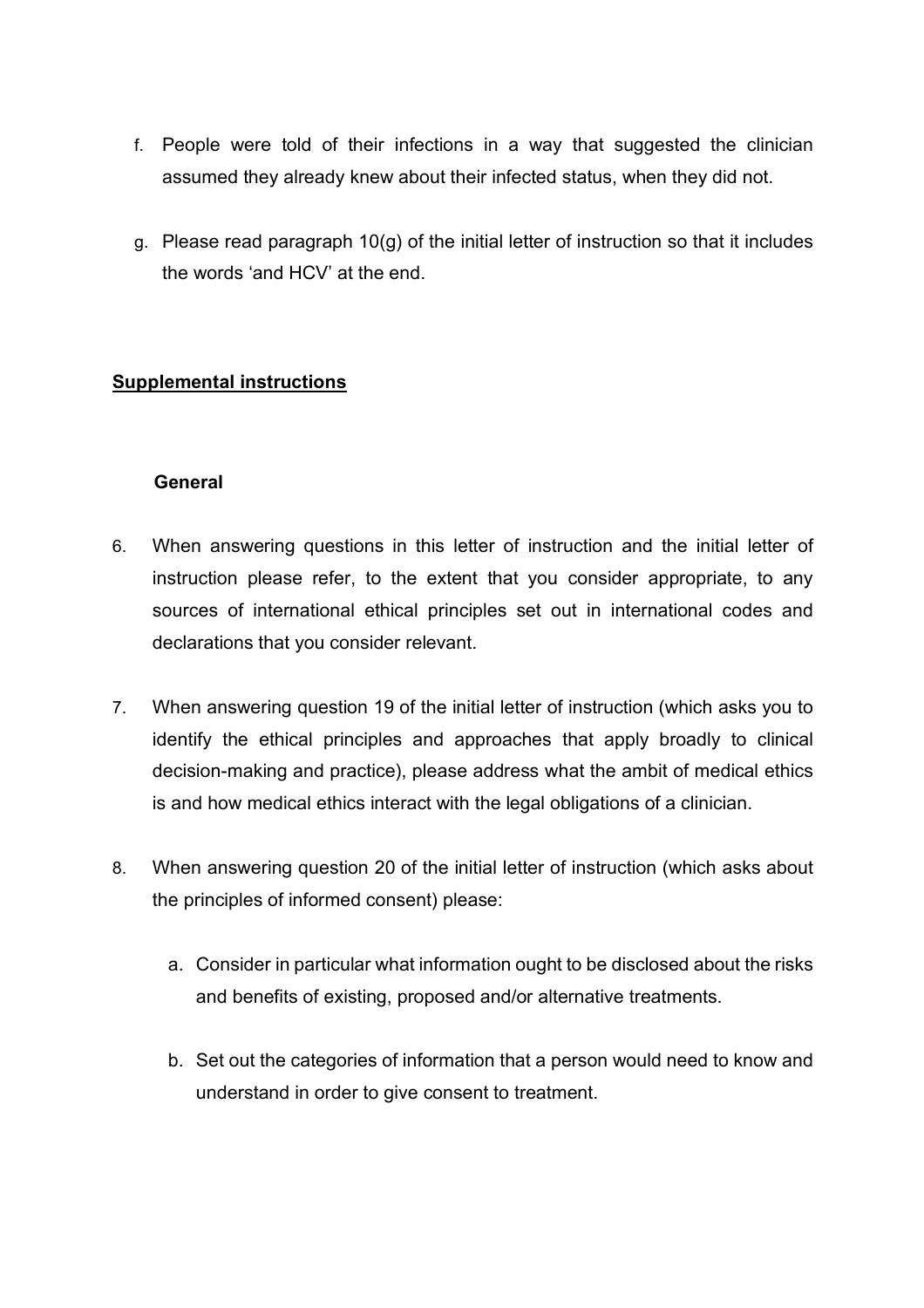f. People were told of their infections in a way that suggested the clinician assumed they already knew about their infected status, when they did not.

g. Please read paragraph 10(g) of the initial letter of instruction so that it includes the words 'and HCV' at the end.

**Supplemental instructions**

**General**

6. When answering questions in this letter of instruction and the initial letter of instruction please refer, to the extent that you consider appropriate, to any sources of international ethical principles set out in international codes and declarations that you consider relevant.

7. When answering question 19 of the initial letter of instruction (which asks you to identify the ethical principles and approaches that apply broadly to clinical decision-making and practice), please address what the ambit of medical ethics is and how medical ethics interact with the legal obligations of a clinician.

8. When answering question 20 of the initial letter of instruction (which asks about the principles of informed consent) please:

   a. Consider in particular what information ought to be disclosed about the risks and benefits of existing, proposed and/or alternative treatments.

   b. Set out the categories of information that a person would need to know and understand in order to give consent to treatment.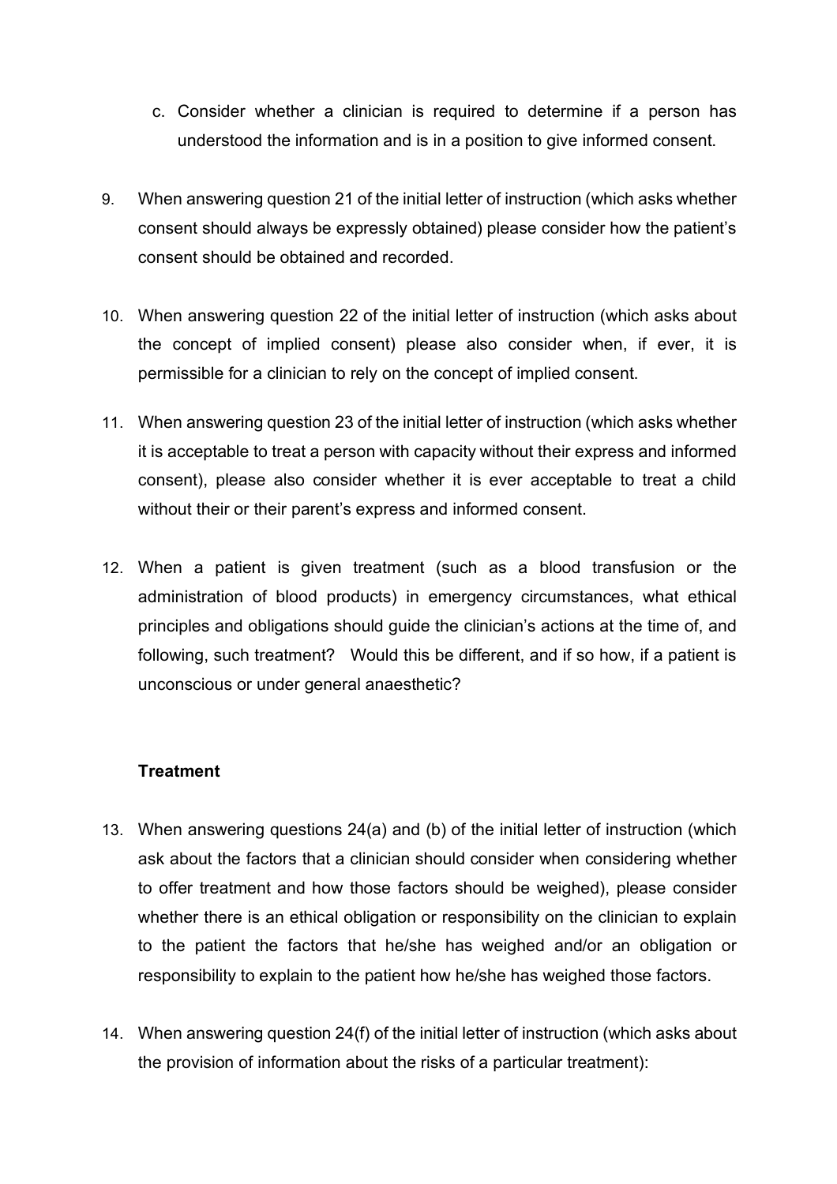c. Consider whether a clinician is required to determine if a person has understood the information and is in a position to give informed consent.

9. When answering question 21 of the initial letter of instruction (which asks whether consent should always be expressly obtained) please consider how the patient's consent should be obtained and recorded.

10. When answering question 22 of the initial letter of instruction (which asks about the concept of implied consent) please also consider when, if ever, it is permissible for a clinician to rely on the concept of implied consent.

11. When answering question 23 of the initial letter of instruction (which asks whether it is acceptable to treat a person with capacity without their express and informed consent), please also consider whether it is ever acceptable to treat a child without their or their parent's express and informed consent.

12. When a patient is given treatment (such as a blood transfusion or the administration of blood products) in emergency circumstances, what ethical principles and obligations should guide the clinician's actions at the time of, and following, such treatment? Would this be different, and if so how, if a patient is unconscious or under general anaesthetic?

**Treatment**

13. When answering questions 24(a) and (b) of the initial letter of instruction (which ask about the factors that a clinician should consider when considering whether to offer treatment and how those factors should be weighed), please consider whether there is an ethical obligation or responsibility on the clinician to explain to the patient the factors that he/she has weighed and/or an obligation or responsibility to explain to the patient how he/she has weighed those factors.

14. When answering question 24(f) of the initial letter of instruction (which asks about the provision of information about the risks of a particular treatment):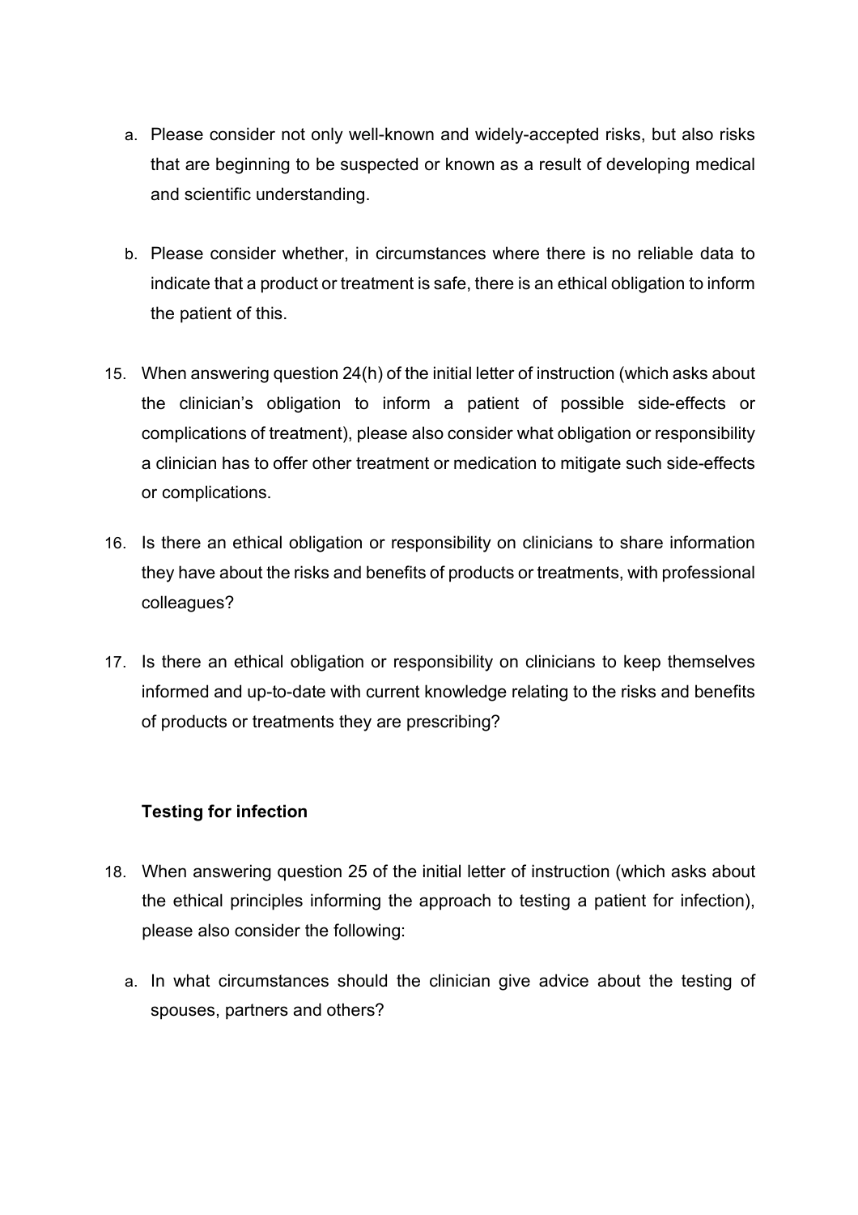a. Please consider not only well-known and widely-accepted risks, but also risks that are beginning to be suspected or known as a result of developing medical and scientific understanding.

b. Please consider whether, in circumstances where there is no reliable data to indicate that a product or treatment is safe, there is an ethical obligation to inform the patient of this.

15. When answering question 24(h) of the initial letter of instruction (which asks about the clinician's obligation to inform a patient of possible side-effects or complications of treatment), please also consider what obligation or responsibility a clinician has to offer other treatment or medication to mitigate such side-effects or complications.

16. Is there an ethical obligation or responsibility on clinicians to share information they have about the risks and benefits of products or treatments, with professional colleagues?

17. Is there an ethical obligation or responsibility on clinicians to keep themselves informed and up-to-date with current knowledge relating to the risks and benefits of products or treatments they are prescribing?

**Testing for infection**

18. When answering question 25 of the initial letter of instruction (which asks about the ethical principles informing the approach to testing a patient for infection), please also consider the following:

    a. In what circumstances should the clinician give advice about the testing of spouses, partners and others?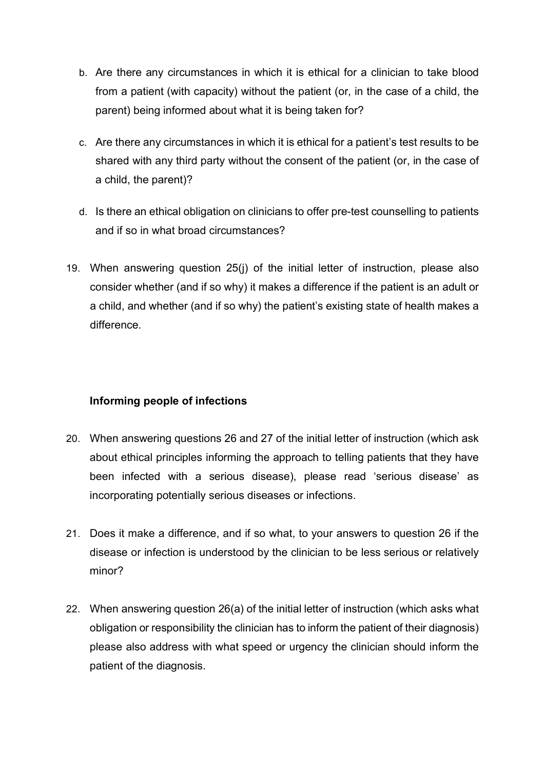b. Are there any circumstances in which it is ethical for a clinician to take blood from a patient (with capacity) without the patient (or, in the case of a child, the parent) being informed about what it is being taken for?

c. Are there any circumstances in which it is ethical for a patient's test results to be shared with any third party without the consent of the patient (or, in the case of a child, the parent)?

d. Is there an ethical obligation on clinicians to offer pre-test counselling to patients and if so in what broad circumstances?

19. When answering question 25(j) of the initial letter of instruction, please also consider whether (and if so why) it makes a difference if the patient is an adult or a child, and whether (and if so why) the patient's existing state of health makes a difference.

**Informing people of infections**

20. When answering questions 26 and 27 of the initial letter of instruction (which ask about ethical principles informing the approach to telling patients that they have been infected with a serious disease), please read 'serious disease' as incorporating potentially serious diseases or infections.

21. Does it make a difference, and if so what, to your answers to question 26 if the disease or infection is understood by the clinician to be less serious or relatively minor?

22. When answering question 26(a) of the initial letter of instruction (which asks what obligation or responsibility the clinician has to inform the patient of their diagnosis) please also address with what speed or urgency the clinician should inform the patient of the diagnosis.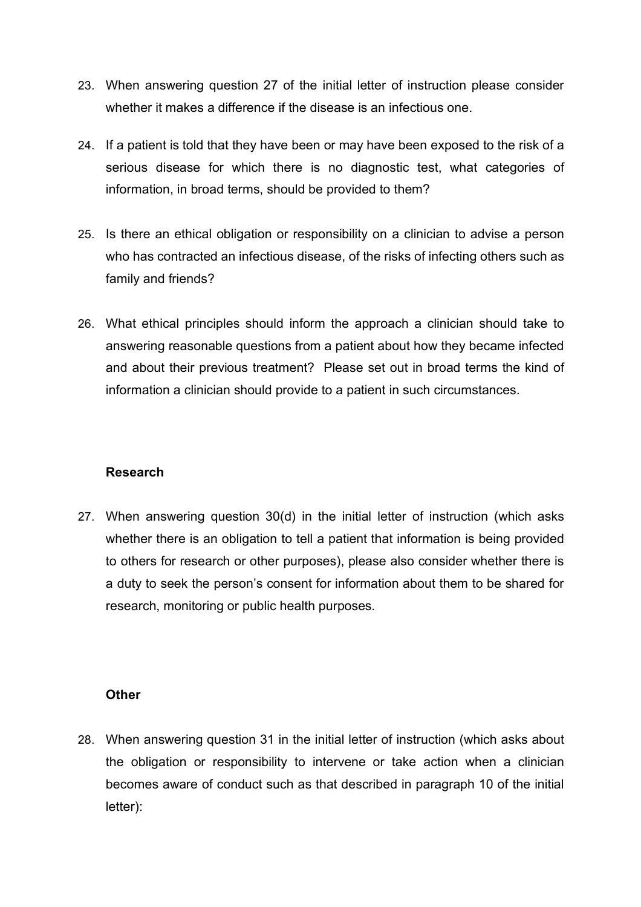23. When answering question 27 of the initial letter of instruction please consider whether it makes a difference if the disease is an infectious one.

24. If a patient is told that they have been or may have been exposed to the risk of a serious disease for which there is no diagnostic test, what categories of information, in broad terms, should be provided to them?

25. Is there an ethical obligation or responsibility on a clinician to advise a person who has contracted an infectious disease, of the risks of infecting others such as family and friends?

26. What ethical principles should inform the approach a clinician should take to answering reasonable questions from a patient about how they became infected and about their previous treatment? Please set out in broad terms the kind of information a clinician should provide to a patient in such circumstances.

**Research**

27. When answering question 30(d) in the initial letter of instruction (which asks whether there is an obligation to tell a patient that information is being provided to others for research or other purposes), please also consider whether there is a duty to seek the person's consent for information about them to be shared for research, monitoring or public health purposes.

**Other**

28. When answering question 31 in the initial letter of instruction (which asks about the obligation or responsibility to intervene or take action when a clinician becomes aware of conduct such as that described in paragraph 10 of the initial letter):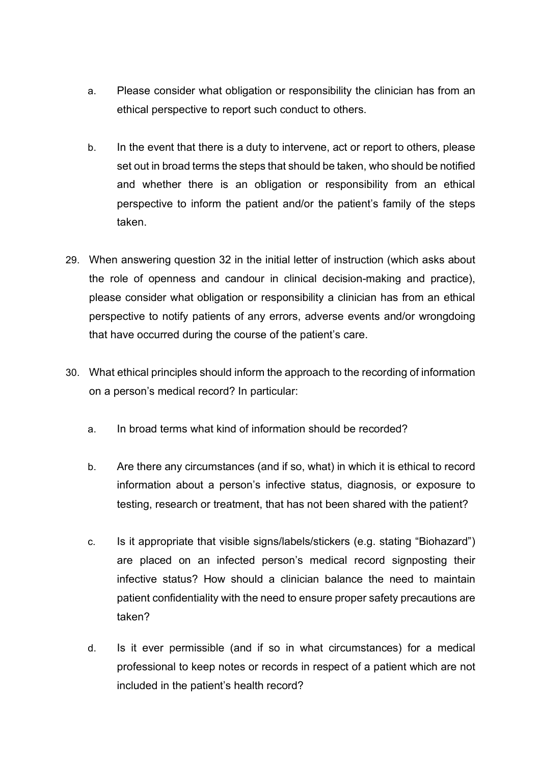a. Please consider what obligation or responsibility the clinician has from an ethical perspective to report such conduct to others.

b. In the event that there is a duty to intervene, act or report to others, please set out in broad terms the steps that should be taken, who should be notified and whether there is an obligation or responsibility from an ethical perspective to inform the patient and/or the patient's family of the steps taken.

29. When answering question 32 in the initial letter of instruction (which asks about the role of openness and candour in clinical decision-making and practice), please consider what obligation or responsibility a clinician has from an ethical perspective to notify patients of any errors, adverse events and/or wrongdoing that have occurred during the course of the patient's care.

30. What ethical principles should inform the approach to the recording of information on a person's medical record? In particular:

    a. In broad terms what kind of information should be recorded?

    b. Are there any circumstances (and if so, what) in which it is ethical to record information about a person's infective status, diagnosis, or exposure to testing, research or treatment, that has not been shared with the patient?

    c. Is it appropriate that visible signs/labels/stickers (e.g. stating "Biohazard") are placed on an infected person's medical record signposting their infective status? How should a clinician balance the need to maintain patient confidentiality with the need to ensure proper safety precautions are taken?

    d. Is it ever permissible (and if so in what circumstances) for a medical professional to keep notes or records in respect of a patient which are not included in the patient's health record?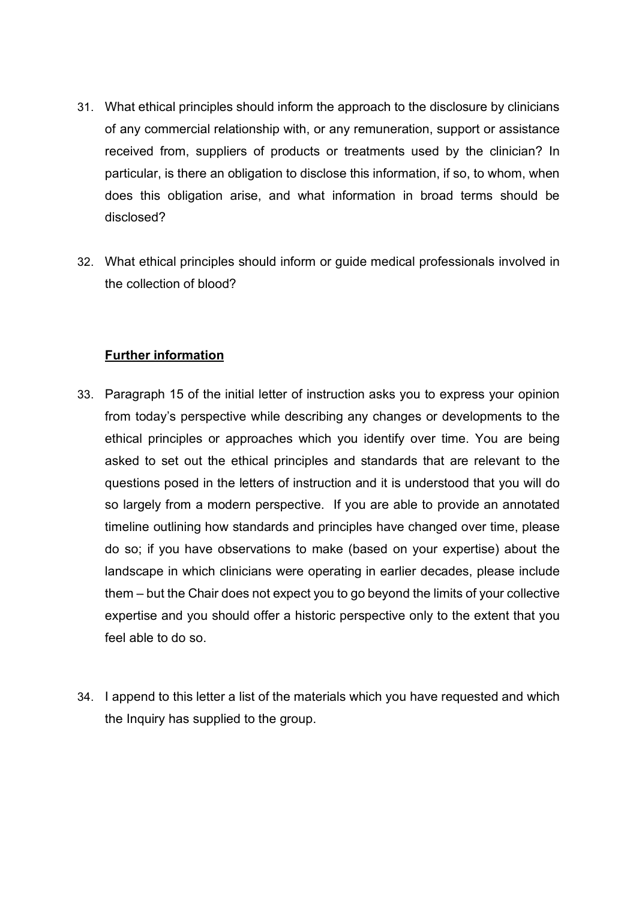31. What ethical principles should inform the approach to the disclosure by clinicians of any commercial relationship with, or any remuneration, support or assistance received from, suppliers of products or treatments used by the clinician? In particular, is there an obligation to disclose this information, if so, to whom, when does this obligation arise, and what information in broad terms should be disclosed?

32. What ethical principles should inform or guide medical professionals involved in the collection of blood?

**<u>Further information</u>**

33. Paragraph 15 of the initial letter of instruction asks you to express your opinion from today's perspective while describing any changes or developments to the ethical principles or approaches which you identify over time. You are being asked to set out the ethical principles and standards that are relevant to the questions posed in the letters of instruction and it is understood that you will do so largely from a modern perspective. If you are able to provide an annotated timeline outlining how standards and principles have changed over time, please do so; if you have observations to make (based on your expertise) about the landscape in which clinicians were operating in earlier decades, please include them – but the Chair does not expect you to go beyond the limits of your collective expertise and you should offer a historic perspective only to the extent that you feel able to do so.

34. I append to this letter a list of the materials which you have requested and which the Inquiry has supplied to the group.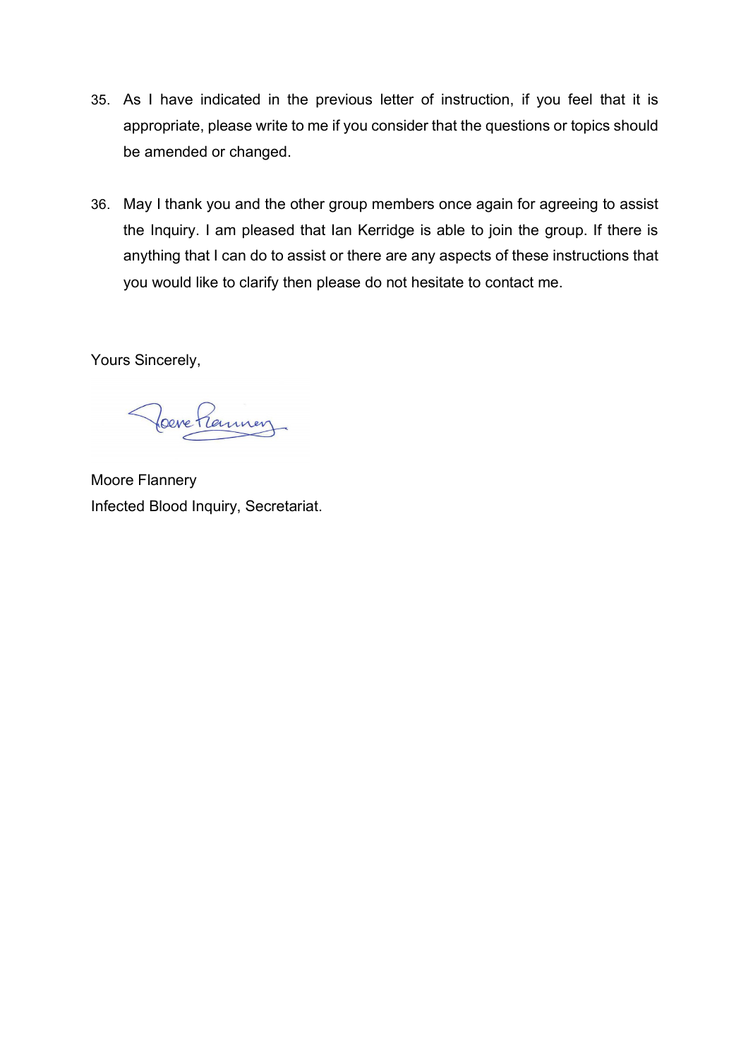35. As I have indicated in the previous letter of instruction, if you feel that it is appropriate, please write to me if you consider that the questions or topics should be amended or changed.

36. May I thank you and the other group members once again for agreeing to assist the Inquiry. I am pleased that Ian Kerridge is able to join the group. If there is anything that I can do to assist or there are any aspects of these instructions that you would like to clarify then please do not hesitate to contact me.

Yours Sincerely,

Moore Flannery
Infected Blood Inquiry, Secretariat.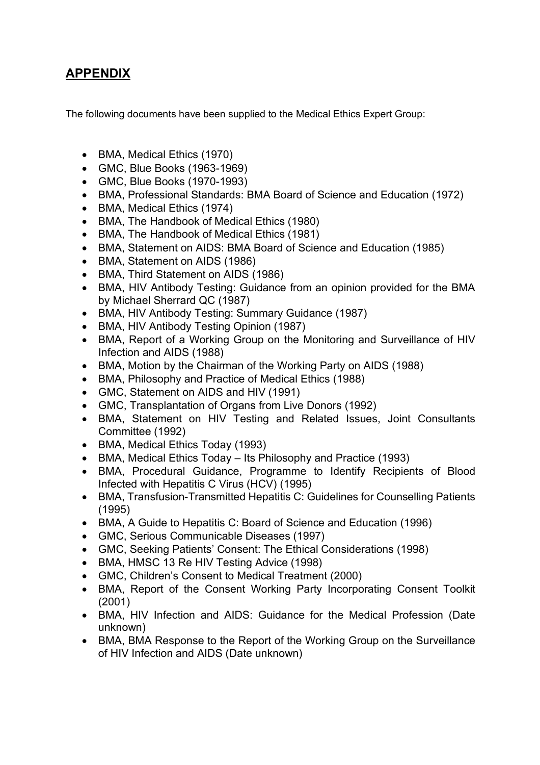## **APPENDIX**

The following documents have been supplied to the Medical Ethics Expert Group:

- BMA, Medical Ethics (1970)
- GMC, Blue Books (1963-1969)
- GMC, Blue Books (1970-1993)
- BMA, Professional Standards: BMA Board of Science and Education (1972)
- BMA, Medical Ethics (1974)
- BMA, The Handbook of Medical Ethics (1980)
- BMA, The Handbook of Medical Ethics (1981)
- BMA, Statement on AIDS: BMA Board of Science and Education (1985)
- BMA, Statement on AIDS (1986)
- BMA, Third Statement on AIDS (1986)
- BMA, HIV Antibody Testing: Guidance from an opinion provided for the BMA by Michael Sherrard QC (1987)
- BMA, HIV Antibody Testing: Summary Guidance (1987)
- BMA, HIV Antibody Testing Opinion (1987)
- BMA, Report of a Working Group on the Monitoring and Surveillance of HIV Infection and AIDS (1988)
- BMA, Motion by the Chairman of the Working Party on AIDS (1988)
- BMA, Philosophy and Practice of Medical Ethics (1988)
- GMC, Statement on AIDS and HIV (1991)
- GMC, Transplantation of Organs from Live Donors (1992)
- BMA, Statement on HIV Testing and Related Issues, Joint Consultants Committee (1992)
- BMA, Medical Ethics Today (1993)
- BMA, Medical Ethics Today – Its Philosophy and Practice (1993)
- BMA, Procedural Guidance, Programme to Identify Recipients of Blood Infected with Hepatitis C Virus (HCV) (1995)
- BMA, Transfusion-Transmitted Hepatitis C: Guidelines for Counselling Patients (1995)
- BMA, A Guide to Hepatitis C: Board of Science and Education (1996)
- GMC, Serious Communicable Diseases (1997)
- GMC, Seeking Patients' Consent: The Ethical Considerations (1998)
- BMA, HMSC 13 Re HIV Testing Advice (1998)
- GMC, Children's Consent to Medical Treatment (2000)
- BMA, Report of the Consent Working Party Incorporating Consent Toolkit (2001)
- BMA, HIV Infection and AIDS: Guidance for the Medical Profession (Date unknown)
- BMA, BMA Response to the Report of the Working Group on the Surveillance of HIV Infection and AIDS (Date unknown)